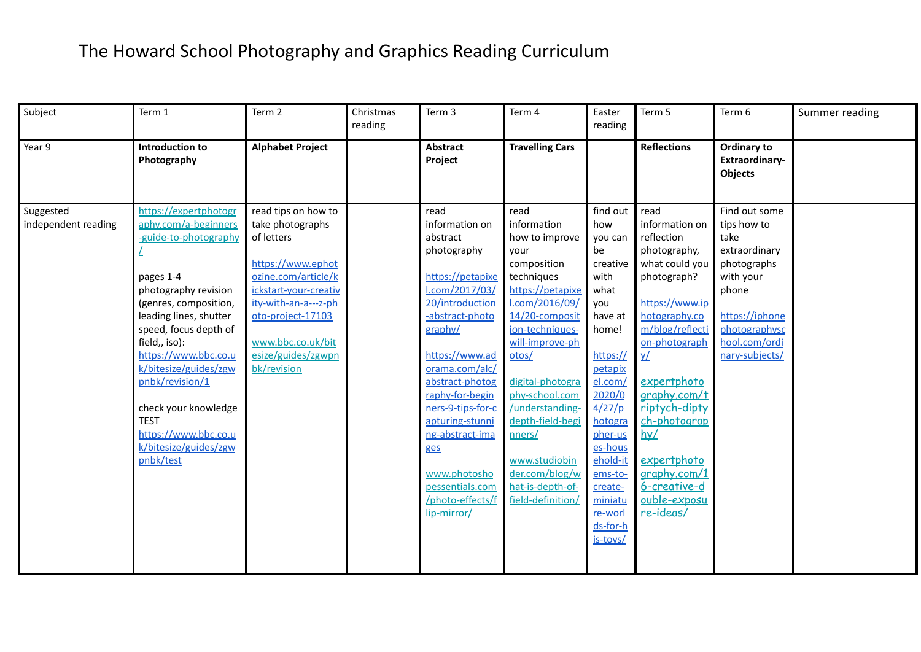# The Howard School Photography and Graphics Reading Curriculum

| Subject | Term 1 | Term 2 | Christmas reading | Term 3 | Term 4 | Easter reading | Term 5 | Term 6 | Summer reading |
|---|---|---|---|---|---|---|---|---|---|
| Year 9 | **Introduction to Photography** | **Alphabet Project** | | **Abstract Project** | **Travelling Cars** | | **Reflections** | **Ordinary to Extraordinary- Objects** | |
| Suggested independent reading | https://expertphotography.com/a-beginners-guide-to-photography/ <br><br> pages 1-4 photography revision (genres, composition, leading lines, shutter speed, focus depth of field,, iso): https://www.bbc.co.uk/bitesize/guides/zgwpnbk/revision/1 <br><br> check your knowledge TEST https://www.bbc.co.uk/bitesize/guides/zgwpnbk/test | read tips on how to take photographs of letters <br><br> https://www.ephotozine.com/article/kickstart-your-creativity-with-an-a---z-photo-project-17103 <br><br> www.bbc.co.uk/bitesize/guides/zgwpnbk/revision | | read information on abstract photography <br><br> https://petapixel.com/2017/03/20/introduction-abstract-photography/ <br><br> https://www.adorama.com/alc/abstract-photography-for-beginners-9-tips-for-capturing-stunning-abstract-images <br><br> www.photoshopessentials.com/photo-effects/flip-mirror/ | read information how to improve your composition techniques https://petapixel.com/2016/09/14/20-composition-techniques-will-improve-photos/ <br><br> digital-photography-school.com/understanding-depth-field-beginners/ <br><br> www.studiobinder.com/blog/what-is-depth-of-field-definition/ | find out how you can be creative with what you have at home! <br><br> https://petapixel.com/2020/04/27/photographer-uses-household-items-to-create-miniature-worlds-for-his-toys/ | read information on reflection photography, what could you photograph? <br><br> https://www.iphotography.com/blog/reflection-photography/ <br><br> expertphotography.com/triptych-diptych-photography/ <br><br> expertphotography.com/16-creative-double-exposure-ideas/ | Find out some tips how to take extraordinary photographs with your phone <br><br> https://iphonephotographyschool.com/ordinary-subjects/ | |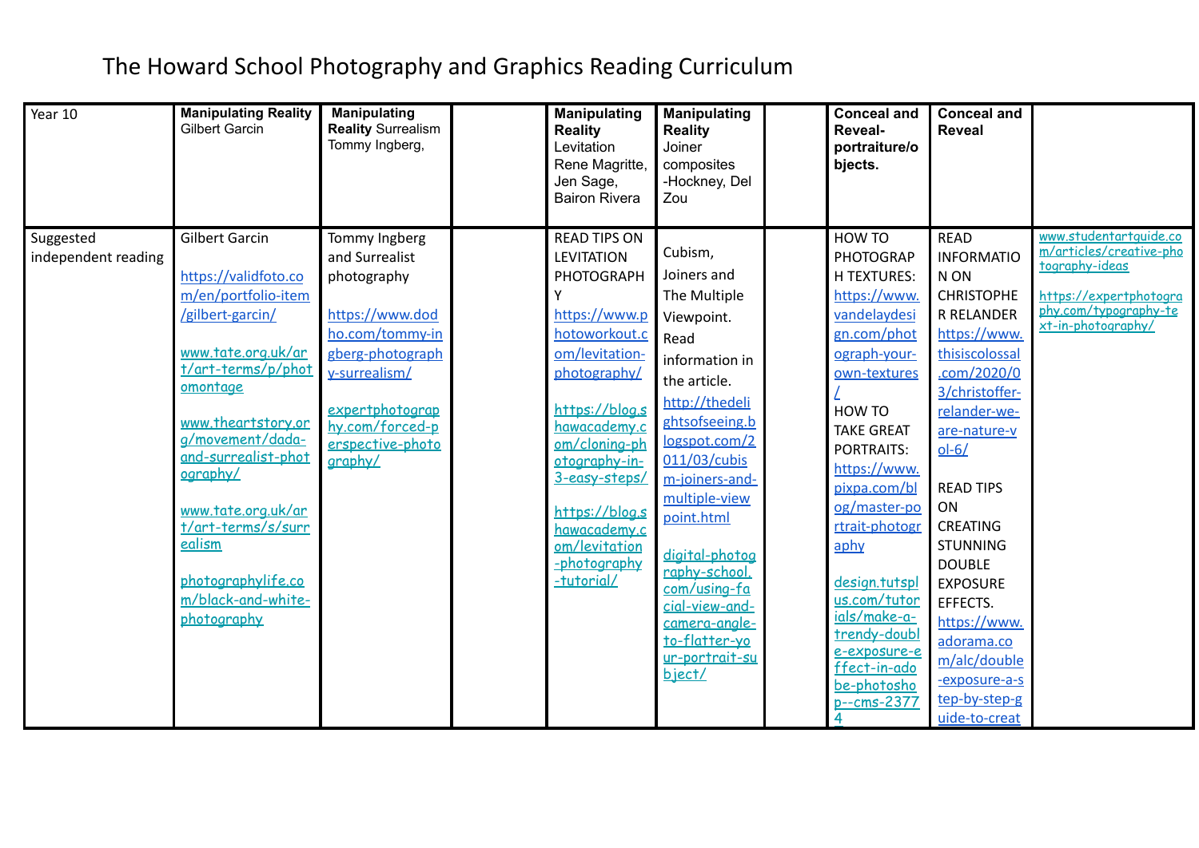# The Howard School Photography and Graphics Reading Curriculum

| Year 10 | **Manipulating Reality** Gilbert Garcin | **Manipulating Reality** Surrealism Tommy Ingberg, | | **Manipulating Reality** Levitation Rene Magritte, Jen Sage, Bairon Rivera | **Manipulating Reality** Joiner composites -Hockney, Del Zou | | **Conceal and Reveal- portraiture/objects.** | **Conceal and Reveal** | |
|---|---|---|---|---|---|---|---|---|---|
| Suggested independent reading | Gilbert Garcin<br><br>https://validfoto.com/en/portfolio-item/gilbert-garcin/<br><br>www.tate.org.uk/art/art-terms/p/photomontage<br><br>www.theartstory.org/movement/dada-and-surrealist-photography/<br><br>www.tate.org.uk/art/art-terms/s/surrealism<br><br>photographylife.com/black-and-white-photography | Tommy Ingberg and Surrealist photography<br><br>https://www.dodho.com/tommy-ingberg-photography-surrealism/<br><br>expertphotography.com/forced-perspective-photography/ | | READ TIPS ON LEVITATION PHOTOGRAPHY<br>https://www.photoworkout.com/levitation-photography/<br><br>https://blog.shawacademy.com/cloning-photography-in-3-easy-steps/<br><br>https://blog.shawacademy.com/levitation-photography-tutorial/ | Cubism, Joiners and The Multiple Viewpoint. Read information in the article.<br>http://thedelightsofseeing.blogspot.com/2011/03/cubism-joiners-and-multiple-viewpoint.html<br><br>digital-photography-school.com/using-facial-view-and-camera-angle-to-flatter-your-portrait-subject/ | | HOW TO PHOTOGRAPH TEXTURES:<br>https://www.vandelaydesign.com/photograph-your-own-textures/<br>HOW TO TAKE GREAT PORTRAITS:<br>https://www.pixpa.com/blog/master-portrait-photography<br><br>design.tutsplus.com/tutorials/make-a-trendy-double-exposure-effect-in-adobe-photoshop--cms-23774 | READ INFORMATION ON CHRISTOPHER RELANDER<br>https://www.thisiscolossal.com/2020/03/christoffer-relander-we-are-nature-vol-6/<br><br>READ TIPS ON CREATING STUNNING DOUBLE EXPOSURE EFFECTS.<br>https://www.adorama.com/alc/double-exposure-a-step-by-step-guide-to-creat | www.studentartguide.com/articles/creative-photography-ideas<br><br>https://expertphotography.com/typography-text-in-photography/ |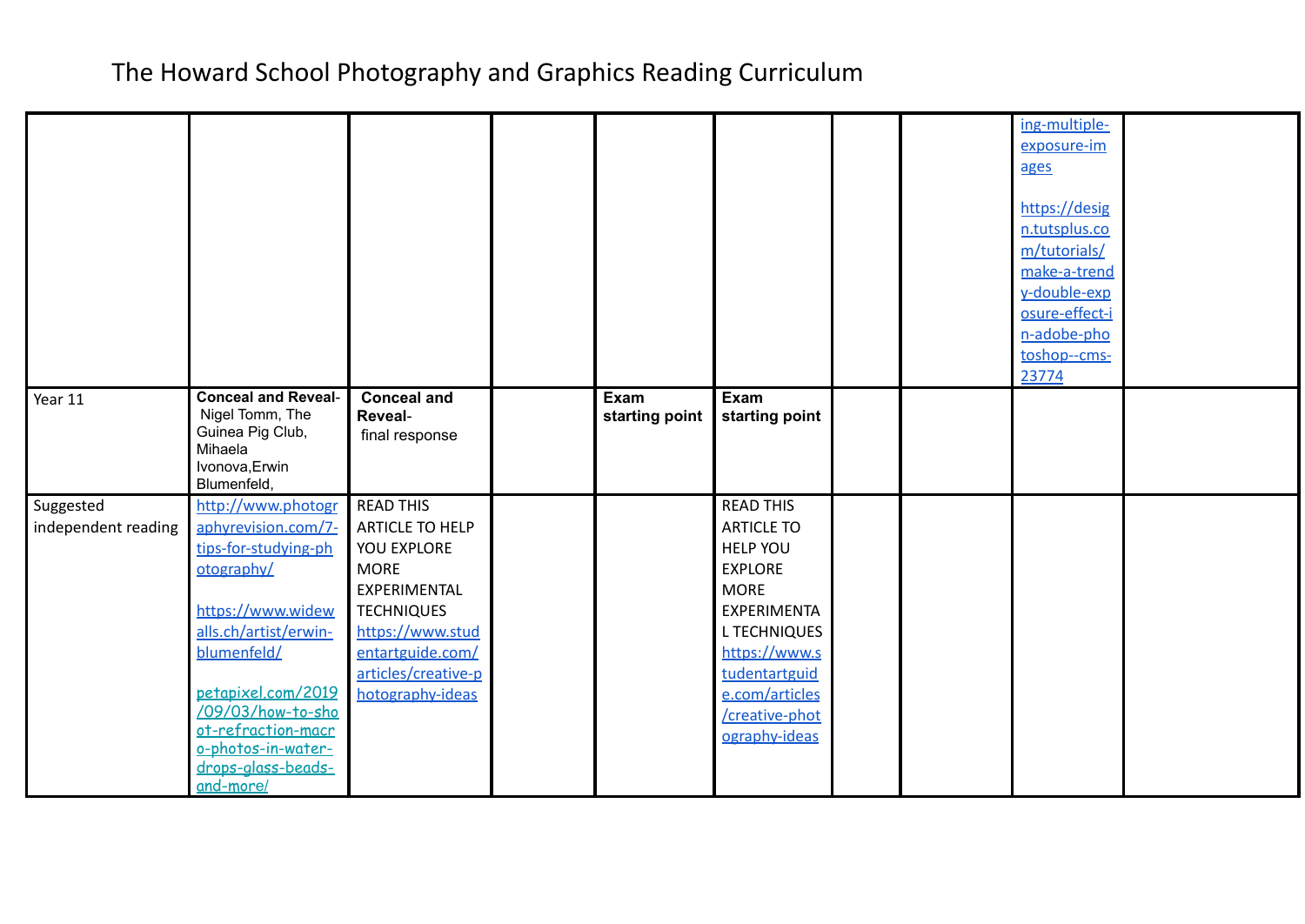# The Howard School Photography and Graphics Reading Curriculum

| | | | | | | | | | |
|---|---|---|---|---|---|---|---|---|---|
| | | | | | | | | ing-multiple-exposure-images<br><br>https://design.tutsplus.com/tutorials/make-a-trendy-double-exposure-effect-in-adobe-photoshop--cms-23774 | |
| Year 11 | **Conceal and Reveal**- Nigel Tomm, The Guinea Pig Club, Mihaela Ivonova,Erwin Blumenfeld, | **Conceal and Reveal**- final response | | **Exam starting point** | **Exam starting point** | | | | |
| Suggested independent reading | http://www.photographyrevision.com/7-tips-for-studying-photography/<br><br>https://www.widewalls.ch/artist/erwin-blumenfeld/<br><br>petapixel.com/2019/09/03/how-to-shoot-refraction-macro-photos-in-water-drops-glass-beads-and-more/ | READ THIS ARTICLE TO HELP YOU EXPLORE MORE EXPERIMENTAL TECHNIQUES https://www.studentartguide.com/articles/creative-photography-ideas | | | READ THIS ARTICLE TO HELP YOU EXPLORE MORE EXPERIMENTAL TECHNIQUES https://www.studentartguide.com/articles/creative-photography-ideas | | | | |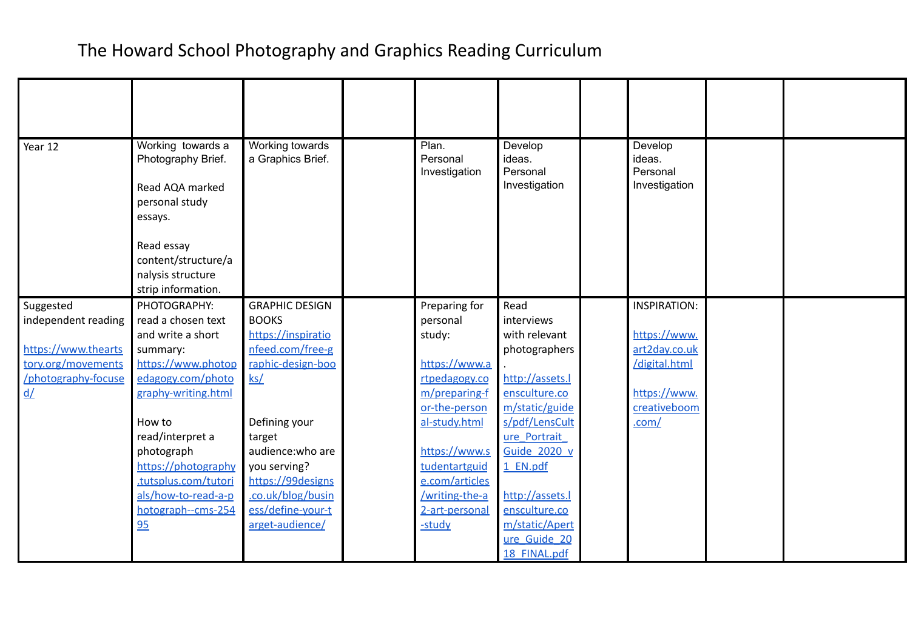# The Howard School Photography and Graphics Reading Curriculum

| | | | | | | | | | |
|---|---|---|---|---|---|---|---|---|---|
| Year 12 | Working towards a Photography Brief.<br><br>Read AQA marked personal study essays.<br><br>Read essay content/structure/analysis structure strip information. | Working towards a Graphics Brief. | | Plan. Personal Investigation | Develop ideas. Personal Investigation | | Develop ideas. Personal Investigation | | |
| Suggested independent reading<br><br>https://www.theartstory.org/movements/photography-focused/ | PHOTOGRAPHY: read a chosen text and write a short summary: https://www.photopedagogy.com/photography-writing.html<br><br>How to read/interpret a photograph https://photography.tutsplus.com/tutorials/how-to-read-a-photograph--cms-25495 | GRAPHIC DESIGN BOOKS https://inspirationfeed.com/free-graphic-design-books/<br><br>Defining your target audience:who are you serving? https://99designs.co.uk/blog/business/define-your-target-audience/ | | Preparing for personal study:<br><br>https://www.artpedagogy.com/preparing-for-the-personal-study.html<br><br>https://www.studentartguide.com/articles/writing-the-a2-art-personal-study | Read interviews with relevant photographers.<br><br>http://assets.lensculture.com/static/guides/pdf/LensCulture_Portrait_Guide_2020_v1_EN.pdf<br><br>http://assets.lensculture.com/static/Aperture_Guide_2018_FINAL.pdf | | INSPIRATION:<br><br>https://www.art2day.co.uk/digital.html<br><br>https://www.creativeboom.com/ | | |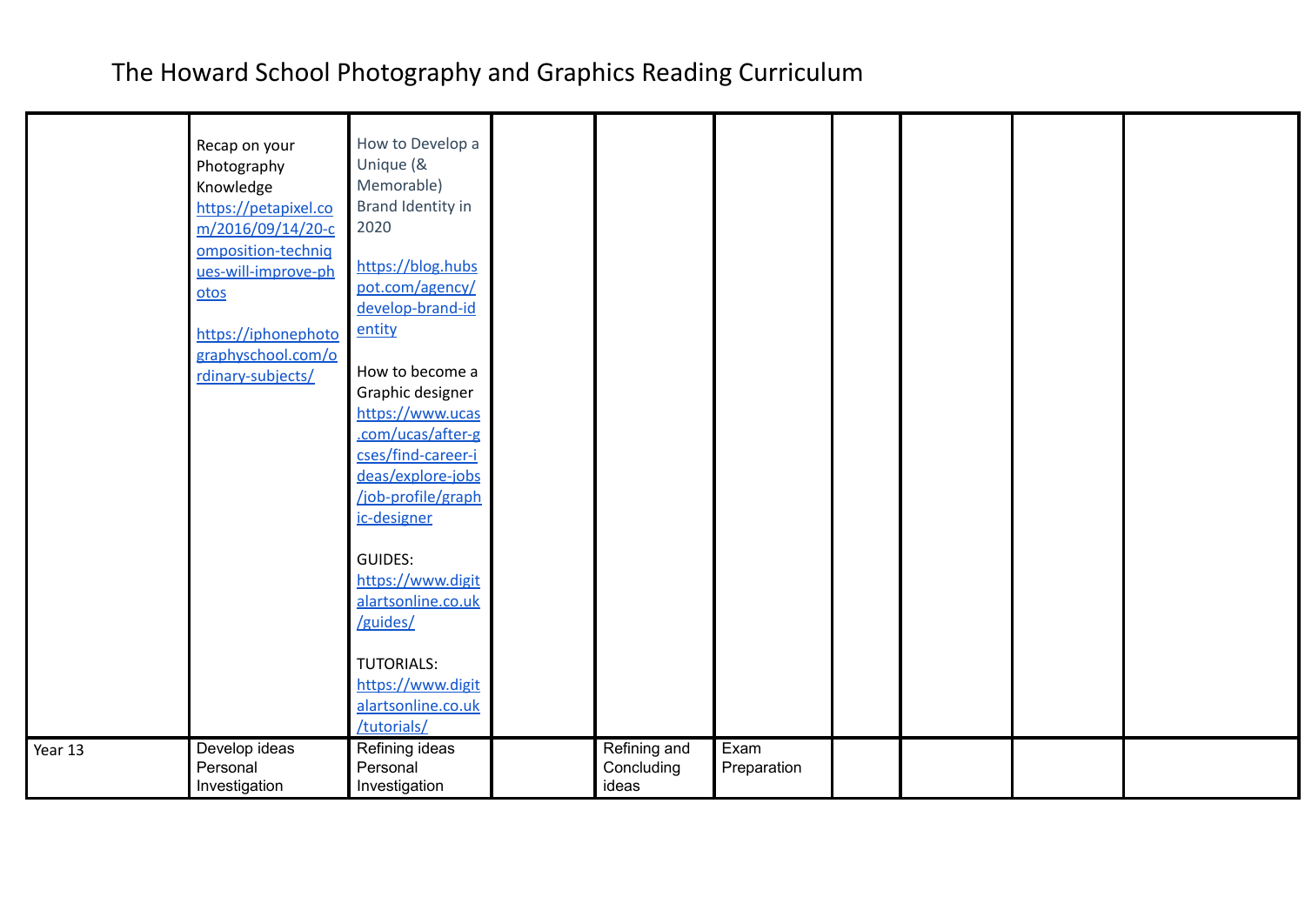# The Howard School Photography and Graphics Reading Curriculum

| | | | | | | | | | |
|---|---|---|---|---|---|---|---|---|---|
| | Recap on your Photography Knowledge https://petapixel.com/2016/09/14/20-composition-techniques-will-improve-photos <br><br> https://iphonephotographyschool.com/ordinary-subjects/ | How to Develop a Unique (& Memorable) Brand Identity in 2020 <br><br> https://blog.hubspot.com/agency/develop-brand-identity <br><br> How to become a Graphic designer https://www.ucas.com/ucas/after-gcses/find-career-ideas/explore-jobs/job-profile/graphic-designer <br><br> GUIDES: https://www.digitalartsonline.co.uk/guides/ <br><br> TUTORIALS: https://www.digitalartsonline.co.uk/tutorials/ | | | | | | | |
| Year 13 | Develop ideas Personal Investigation | Refining ideas Personal Investigation | | Refining and Concluding ideas | Exam Preparation | | | | |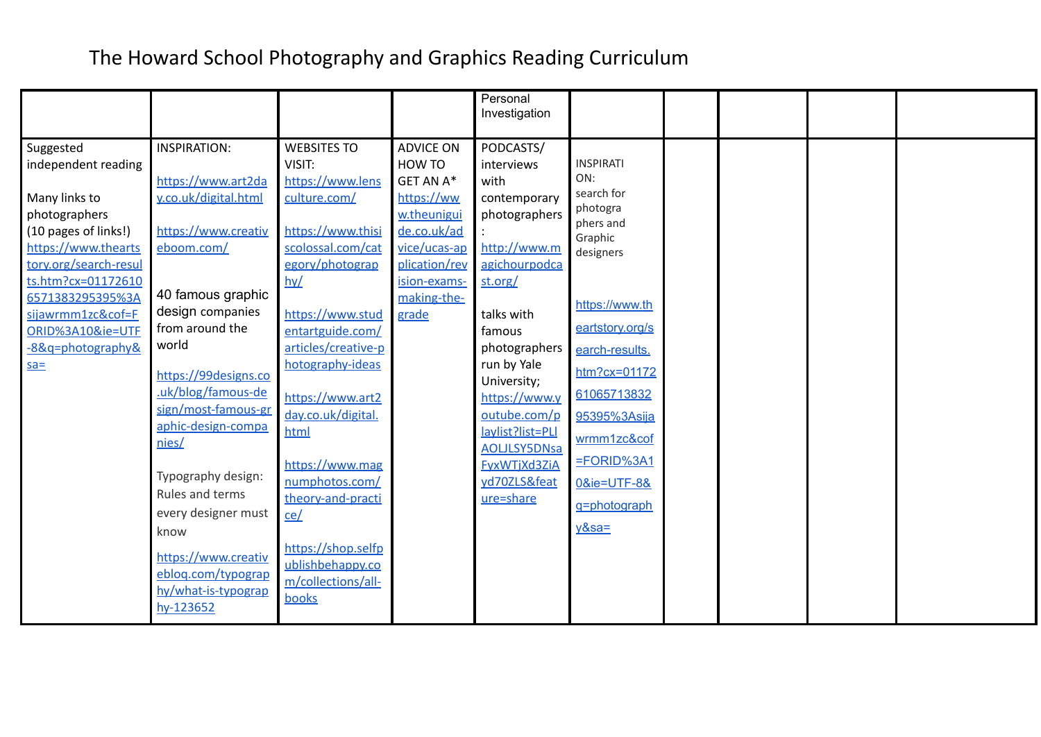# The Howard School Photography and Graphics Reading Curriculum

| | | | | Personal Investigation | | | | | |
|---|---|---|---|---|---|---|---|---|---|
| Suggested independent reading<br><br>Many links to photographers (10 pages of links!) https://www.theartstory.org/search-results.htm?cx=011726106571383295395%3Asijawrmm1zc&cof=FORID%3A10&ie=UTF-8&q=photography&sa= | INSPIRATION:<br><br>https://www.art2day.co.uk/digital.html<br><br>https://www.creativeboom.com/<br><br>40 famous graphic design companies from around the world<br><br>https://99designs.co.uk/blog/famous-design/most-famous-graphic-design-companies/<br><br>Typography design: Rules and terms every designer must know<br><br>https://www.creativebloq.com/typography/what-is-typography-123652 | WEBSITES TO VISIT:<br>https://www.lensculture.com/<br><br>https://www.thisiscolossal.com/category/photography/<br><br>https://www.studentartguide.com/articles/creative-photography-ideas<br><br>https://www.art2day.co.uk/digital.html<br><br>https://www.magnumphotos.com/theory-and-practice/<br><br>https://shop.selfpublishbehappy.com/collections/all-books | ADVICE ON HOW TO GET AN A*<br>https://www.theuniguide.co.uk/advice/ucas-application/revision-exams-making-the-grade | PODCASTS/ interviews with contemporary photographers :<br>http://www.magichourpodcast.org/<br><br>talks with famous photographers run by Yale University;<br>https://www.youtube.com/playlist?list=PLlAOLJLSY5DNsaFyxWTjXd3ZiAyd70ZLS&feature=share | INSPIRATION:<br>search for photographers and Graphic designers<br><br>https://www.theartstory.org/search-results.htm?cx=011726106571383295395%3Asijawrmm1zc&cof=FORID%3A10&ie=UTF-8&q=photography&sa= | | | | |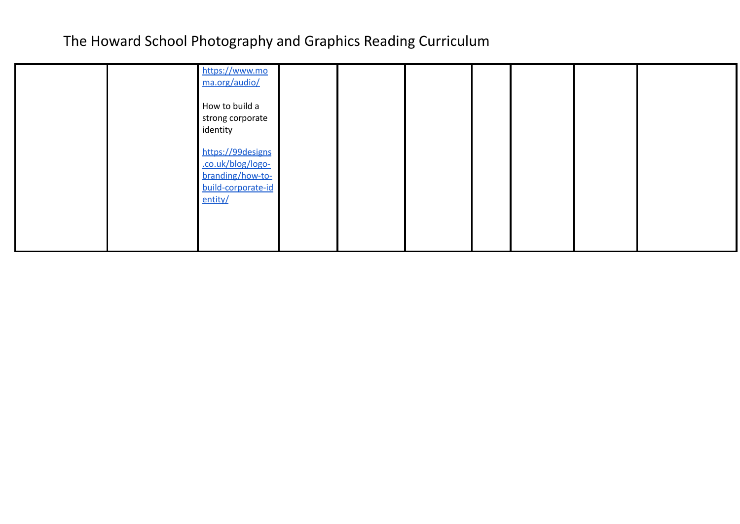The Howard School Photography and Graphics Reading Curriculum

| | | | | | | | | | |
|---|---|---|---|---|---|---|---|---|---|
| | | https://www.moma.org/audio/<br><br>How to build a strong corporate identity<br><br>https://99designs.co.uk/blog/logo-branding/how-to-build-corporate-identity/ | | | | | | | |